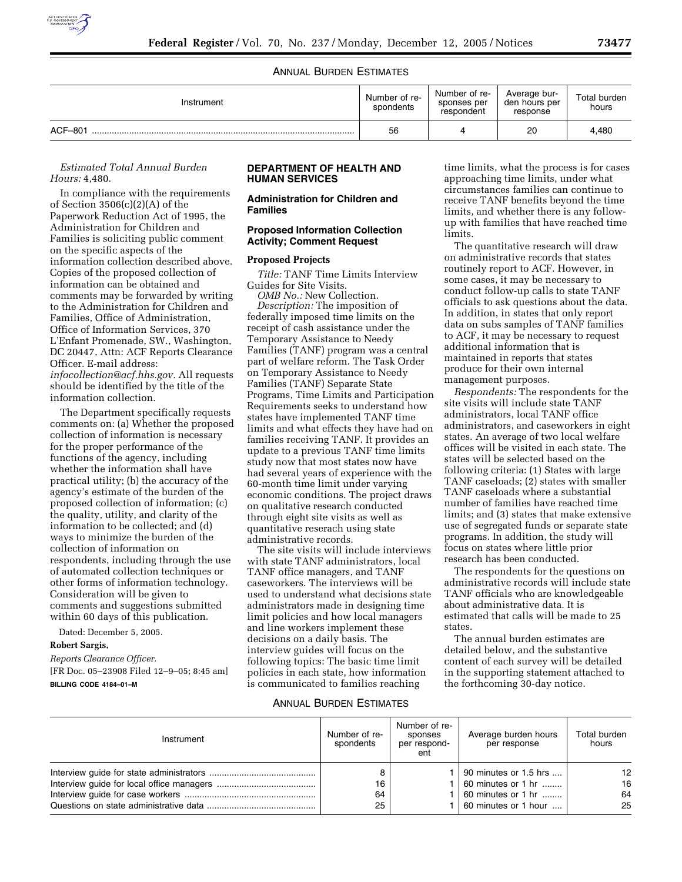ANNUAL BURDEN ESTIMATES

| Instrument | Number of respondents | Number of responses per respondent | Average burden hours per response | Total burden hours |
|---|---|---|---|---|
| ACF–801 | 56 | 4 | 20 | 4,480 |

*Estimated Total Annual Burden Hours:* 4,480.

In compliance with the requirements of Section 3506(c)(2)(A) of the Paperwork Reduction Act of 1995, the Administration for Children and Families is soliciting public comment on the specific aspects of the information collection described above. Copies of the proposed collection of information can be obtained and comments may be forwarded by writing to the Administration for Children and Families, Office of Administration, Office of Information Services, 370 L'Enfant Promenade, SW., Washington, DC 20447, Attn: ACF Reports Clearance Officer. E-mail address: *infocollection@acf.hhs.gov.* All requests should be identified by the title of the information collection.

The Department specifically requests comments on: (a) Whether the proposed collection of information is necessary for the proper performance of the functions of the agency, including whether the information shall have practical utility; (b) the accuracy of the agency's estimate of the burden of the proposed collection of information; (c) the quality, utility, and clarity of the information to be collected; and (d) ways to minimize the burden of the collection of information on respondents, including through the use of automated collection techniques or other forms of information technology. Consideration will be given to comments and suggestions submitted within 60 days of this publication.

Dated: December 5, 2005.

**Robert Sargis,**

*Reports Clearance Officer.*

[FR Doc. 05–23908 Filed 12–9–05; 8:45 am]

**BILLING CODE 4184–01–M**

## DEPARTMENT OF HEALTH AND HUMAN SERVICES

### Administration for Children and Families

### Proposed Information Collection Activity; Comment Request

**Proposed Projects**

*Title:* TANF Time Limits Interview Guides for Site Visits.

*OMB No.:* New Collection.

*Description:* The imposition of federally imposed time limits on the receipt of cash assistance under the Temporary Assistance to Needy Families (TANF) program was a central part of welfare reform. The Task Order on Temporary Assistance to Needy Families (TANF) Separate State Programs, Time Limits and Participation Requirements seeks to understand how states have implemented TANF time limits and what effects they have had on families receiving TANF. It provides an update to a previous TANF time limits study now that most states now have had several years of experience with the 60-month time limit under varying economic conditions. The project draws on qualitative research conducted through eight site visits as well as quantitative reserach using state administrative records.

The site visits will include interviews with state TANF administrators, local TANF office managers, and TANF caseworkers. The interviews will be used to understand what decisions state administrators made in designing time limit policies and how local managers and line workers implement these decisions on a daily basis. The interview guides will focus on the following topics: The basic time limit policies in each state, how information is communicated to families reaching time limits, what the process is for cases approaching time limits, under what circumstances families can continue to receive TANF benefits beyond the time limits, and whether there is any follow-up with families that have reached time limits.

The quantitative research will draw on administrative records that states routinely report to ACF. However, in some cases, it may be necessary to conduct follow-up calls to state TANF officials to ask questions about the data. In addition, in states that only report data on subs samples of TANF families to ACF, it may be necessary to request additional information that is maintained in reports that states produce for their own internal management purposes.

*Respondents:* The respondents for the site visits will include state TANF administrators, local TANF office administrators, and caseworkers in eight states. An average of two local welfare offices will be visited in each state. The states will be selected based on the following criteria: (1) States with large TANF caseloads; (2) states with smaller TANF caseloads where a substantial number of families have reached time limits; and (3) states that make extensive use of segregated funds or separate state programs. In addition, the study will focus on states where little prior research has been conducted.

The respondents for the questions on administrative records will include state TANF officials who are knowledgeable about administrative data. It is estimated that calls will be made to 25 states.

The annual burden estimates are detailed below, and the substantive content of each survey will be detailed in the supporting statement attached to the forthcoming 30-day notice.

ANNUAL BURDEN ESTIMATES

| Instrument | Number of respondents | Number of responses per respondent | Average burden hours per response | Total burden hours |
|---|---|---|---|---|
| Interview guide for state administrators | 8 | 1 | 90 minutes or 1.5 hrs | 12 |
| Interview guide for local office managers | 16 | 1 | 60 minutes or 1 hr | 16 |
| Interview guide for case workers | 64 | 1 | 60 minutes or 1 hr | 64 |
| Questions on state administrative data | 25 | 1 | 60 minutes or 1 hour | 25 |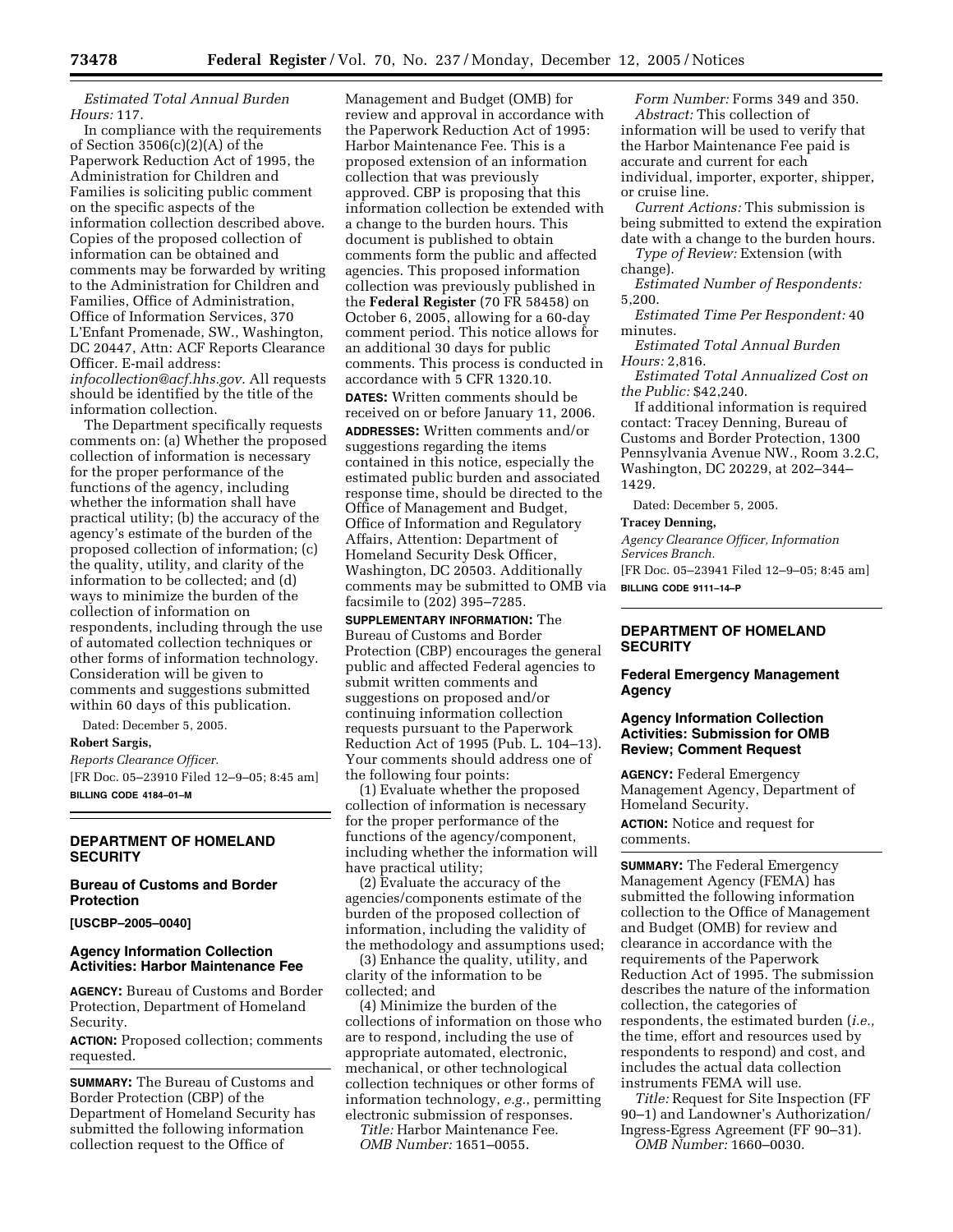*Estimated Total Annual Burden Hours:* 117.

In compliance with the requirements of Section 3506(c)(2)(A) of the Paperwork Reduction Act of 1995, the Administration for Children and Families is soliciting public comment on the specific aspects of the information collection described above. Copies of the proposed collection of information can be obtained and comments may be forwarded by writing to the Administration for Children and Families, Office of Administration, Office of Information Services, 370 L'Enfant Promenade, SW., Washington, DC 20447, Attn: ACF Reports Clearance Officer. E-mail address: *infocollection@acf.hhs.gov.* All requests should be identified by the title of the information collection.

The Department specifically requests comments on: (a) Whether the proposed collection of information is necessary for the proper performance of the functions of the agency, including whether the information shall have practical utility; (b) the accuracy of the agency's estimate of the burden of the proposed collection of information; (c) the quality, utility, and clarity of the information to be collected; and (d) ways to minimize the burden of the collection of information on respondents, including through the use of automated collection techniques or other forms of information technology. Consideration will be given to comments and suggestions submitted within 60 days of this publication.

Dated: December 5, 2005.

**Robert Sargis,**

*Reports Clearance Officer.*

[FR Doc. 05–23910 Filed 12–9–05; 8:45 am]

**BILLING CODE 4184–01–M**

## DEPARTMENT OF HOMELAND SECURITY

### Bureau of Customs and Border Protection

**[USCBP–2005–0040]**

### Agency Information Collection Activities: Harbor Maintenance Fee

**AGENCY:** Bureau of Customs and Border Protection, Department of Homeland Security.

**ACTION:** Proposed collection; comments requested.

**SUMMARY:** The Bureau of Customs and Border Protection (CBP) of the Department of Homeland Security has submitted the following information collection request to the Office of Management and Budget (OMB) for review and approval in accordance with the Paperwork Reduction Act of 1995: Harbor Maintenance Fee. This is a proposed extension of an information collection that was previously approved. CBP is proposing that this information collection be extended with a change to the burden hours. This document is published to obtain comments form the public and affected agencies. This proposed information collection was previously published in the **Federal Register** (70 FR 58458) on October 6, 2005, allowing for a 60-day comment period. This notice allows for an additional 30 days for public comments. This process is conducted in accordance with 5 CFR 1320.10.

**DATES:** Written comments should be received on or before January 11, 2006.

**ADDRESSES:** Written comments and/or suggestions regarding the items contained in this notice, especially the estimated public burden and associated response time, should be directed to the Office of Management and Budget, Office of Information and Regulatory Affairs, Attention: Department of Homeland Security Desk Officer, Washington, DC 20503. Additionally comments may be submitted to OMB via facsimile to (202) 395–7285.

**SUPPLEMENTARY INFORMATION:** The Bureau of Customs and Border Protection (CBP) encourages the general public and affected Federal agencies to submit written comments and suggestions on proposed and/or continuing information collection requests pursuant to the Paperwork Reduction Act of 1995 (Pub. L. 104–13). Your comments should address one of the following four points:

(1) Evaluate whether the proposed collection of information is necessary for the proper performance of the functions of the agency/component, including whether the information will have practical utility;

(2) Evaluate the accuracy of the agencies/components estimate of the burden of the proposed collection of information, including the validity of the methodology and assumptions used;

(3) Enhance the quality, utility, and clarity of the information to be collected; and

(4) Minimize the burden of the collections of information on those who are to respond, including the use of appropriate automated, electronic, mechanical, or other technological collection techniques or other forms of information technology, *e.g.*, permitting electronic submission of responses.

*Title:* Harbor Maintenance Fee.

*OMB Number:* 1651–0055.

*Form Number:* Forms 349 and 350.

*Abstract:* This collection of information will be used to verify that the Harbor Maintenance Fee paid is accurate and current for each individual, importer, exporter, shipper, or cruise line.

*Current Actions:* This submission is being submitted to extend the expiration date with a change to the burden hours.

*Type of Review:* Extension (with change).

*Estimated Number of Respondents:* 5,200.

*Estimated Time Per Respondent:* 40 minutes.

*Estimated Total Annual Burden Hours:* 2,816.

*Estimated Total Annualized Cost on the Public:* $42,240.

If additional information is required contact: Tracey Denning, Bureau of Customs and Border Protection, 1300 Pennsylvania Avenue NW., Room 3.2.C, Washington, DC 20229, at 202–344–1429.

Dated: December 5, 2005.

**Tracey Denning,**

*Agency Clearance Officer, Information Services Branch.*

[FR Doc. 05–23941 Filed 12–9–05; 8:45 am]

**BILLING CODE 9111–14–P**

## DEPARTMENT OF HOMELAND SECURITY

### Federal Emergency Management Agency

### Agency Information Collection Activities: Submission for OMB Review; Comment Request

**AGENCY:** Federal Emergency Management Agency, Department of Homeland Security.

**ACTION:** Notice and request for comments.

**SUMMARY:** The Federal Emergency Management Agency (FEMA) has submitted the following information collection to the Office of Management and Budget (OMB) for review and clearance in accordance with the requirements of the Paperwork Reduction Act of 1995. The submission describes the nature of the information collection, the categories of respondents, the estimated burden (*i.e.,* the time, effort and resources used by respondents to respond) and cost, and includes the actual data collection instruments FEMA will use.

*Title:* Request for Site Inspection (FF 90–1) and Landowner's Authorization/ Ingress-Egress Agreement (FF 90–31).

*OMB Number:* 1660–0030.